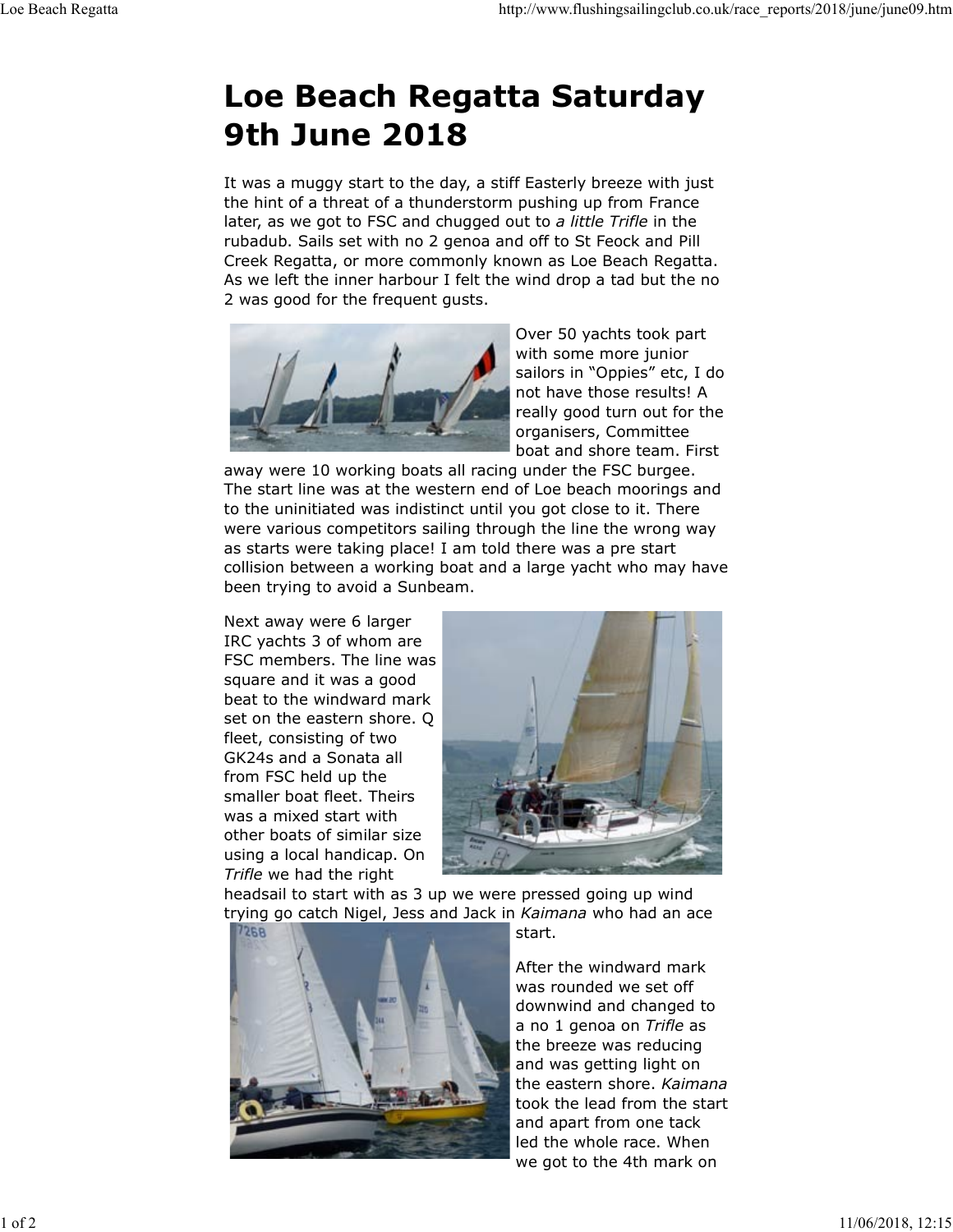# Loe Beach Regatta Saturday 9th June 2018

It was a muggy start to the day, a stiff Easterly breeze with just the hint of a threat of a thunderstorm pushing up from France later, as we got to FSC and chugged out to *a little Trifle* in the rubadub. Sails set with no 2 genoa and off to St Feock and Pill Creek Regatta, or more commonly known as Loe Beach Regatta. As we left the inner harbour I felt the wind drop a tad but the no 2 was good for the frequent gusts.

Over 50 yachts took part with some more junior sailors in "Oppies" etc, I do not have those results! A really good turn out for the organisers, Committee boat and shore team. First away were 10 working boats all racing under the FSC burgee. The start line was at the western end of Loe beach moorings and to the uninitiated was indistinct until you got close to it. There were various competitors sailing through the line the wrong way as starts were taking place! I am told there was a pre start collision between a working boat and a large yacht who may have been trying to avoid a Sunbeam.

Next away were 6 larger IRC yachts 3 of whom are FSC members. The line was square and it was a good beat to the windward mark set on the eastern shore. Q fleet, consisting of two GK24s and a Sonata all from FSC held up the smaller boat fleet. Theirs was a mixed start with other boats of similar size using a local handicap. On *Trifle* we had the right headsail to start with as 3 up we were pressed going up wind trying go catch Nigel, Jess and Jack in *Kaimana* who had an ace start.

After the windward mark was rounded we set off downwind and changed to a no 1 genoa on *Trifle* as the breeze was reducing and was getting light on the eastern shore. *Kaimana* took the lead from the start and apart from one tack led the whole race. When we got to the 4th mark on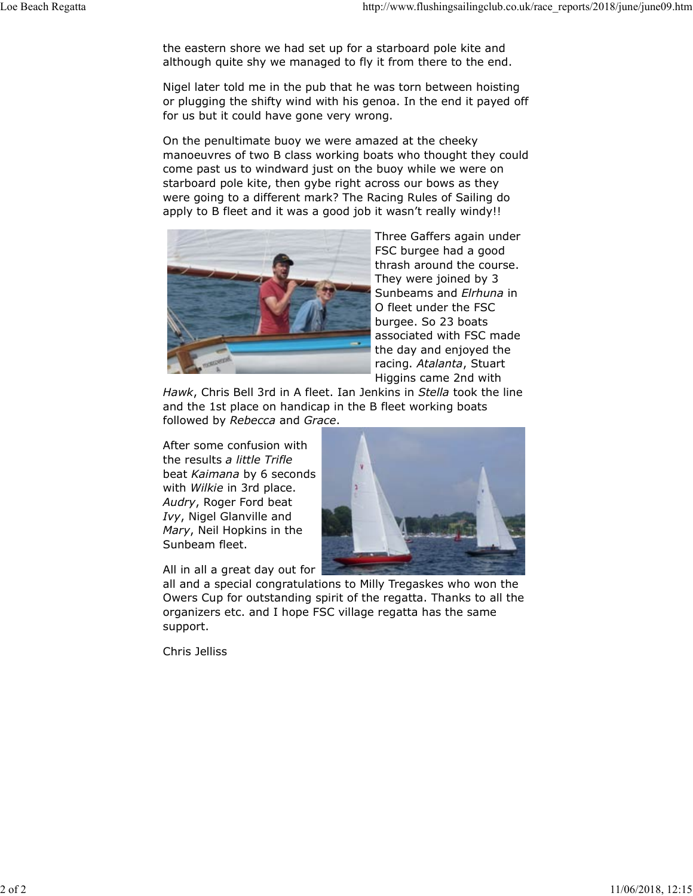the eastern shore we had set up for a starboard pole kite and although quite shy we managed to fly it from there to the end.

Nigel later told me in the pub that he was torn between hoisting or plugging the shifty wind with his genoa. In the end it payed off for us but it could have gone very wrong.

On the penultimate buoy we were amazed at the cheeky manoeuvres of two B class working boats who thought they could come past us to windward just on the buoy while we were on starboard pole kite, then gybe right across our bows as they were going to a different mark? The Racing Rules of Sailing do apply to B fleet and it was a good job it wasn't really windy!!

Three Gaffers again under FSC burgee had a good thrash around the course. They were joined by 3 Sunbeams and *Elrhuna* in O fleet under the FSC burgee. So 23 boats associated with FSC made the day and enjoyed the racing. *Atalanta*, Stuart Higgins came 2nd with *Hawk*, Chris Bell 3rd in A fleet. Ian Jenkins in *Stella* took the line and the 1st place on handicap in the B fleet working boats followed by *Rebecca* and *Grace*.

After some confusion with the results *a little Trifle* beat *Kaimana* by 6 seconds with *Wilkie* in 3rd place. *Audry*, Roger Ford beat *Ivy*, Nigel Glanville and *Mary*, Neil Hopkins in the Sunbeam fleet.

All in all a great day out for all and a special congratulations to Milly Tregaskes who won the Owers Cup for outstanding spirit of the regatta. Thanks to all the organizers etc. and I hope FSC village regatta has the same support.

Chris Jelliss